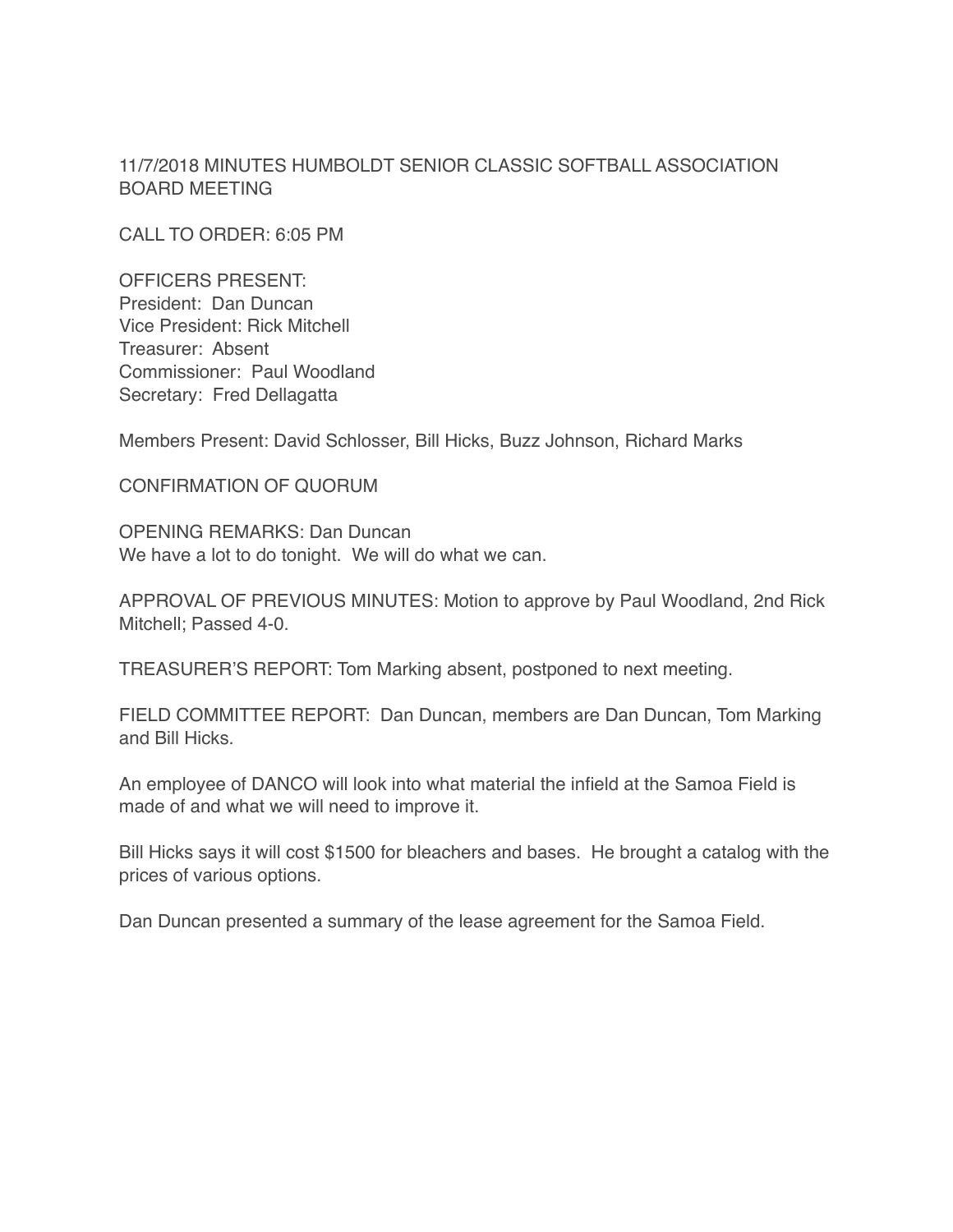# 11/7/2018 MINUTES HUMBOLDT SENIOR CLASSIC SOFTBALL ASSOCIATION BOARD MEETING

CALL TO ORDER: 6:05 PM

OFFICERS PRESENT:
President: Dan Duncan
Vice President: Rick Mitchell
Treasurer: Absent
Commissioner: Paul Woodland
Secretary: Fred Dellagatta

Members Present: David Schlosser, Bill Hicks, Buzz Johnson, Richard Marks

CONFIRMATION OF QUORUM

OPENING REMARKS: Dan Duncan
We have a lot to do tonight. We will do what we can.

APPROVAL OF PREVIOUS MINUTES: Motion to approve by Paul Woodland, 2nd Rick Mitchell; Passed 4-0.

TREASURER'S REPORT: Tom Marking absent, postponed to next meeting.

FIELD COMMITTEE REPORT: Dan Duncan, members are Dan Duncan, Tom Marking and Bill Hicks.

An employee of DANCO will look into what material the infield at the Samoa Field is made of and what we will need to improve it.

Bill Hicks says it will cost $1500 for bleachers and bases. He brought a catalog with the prices of various options.

Dan Duncan presented a summary of the lease agreement for the Samoa Field.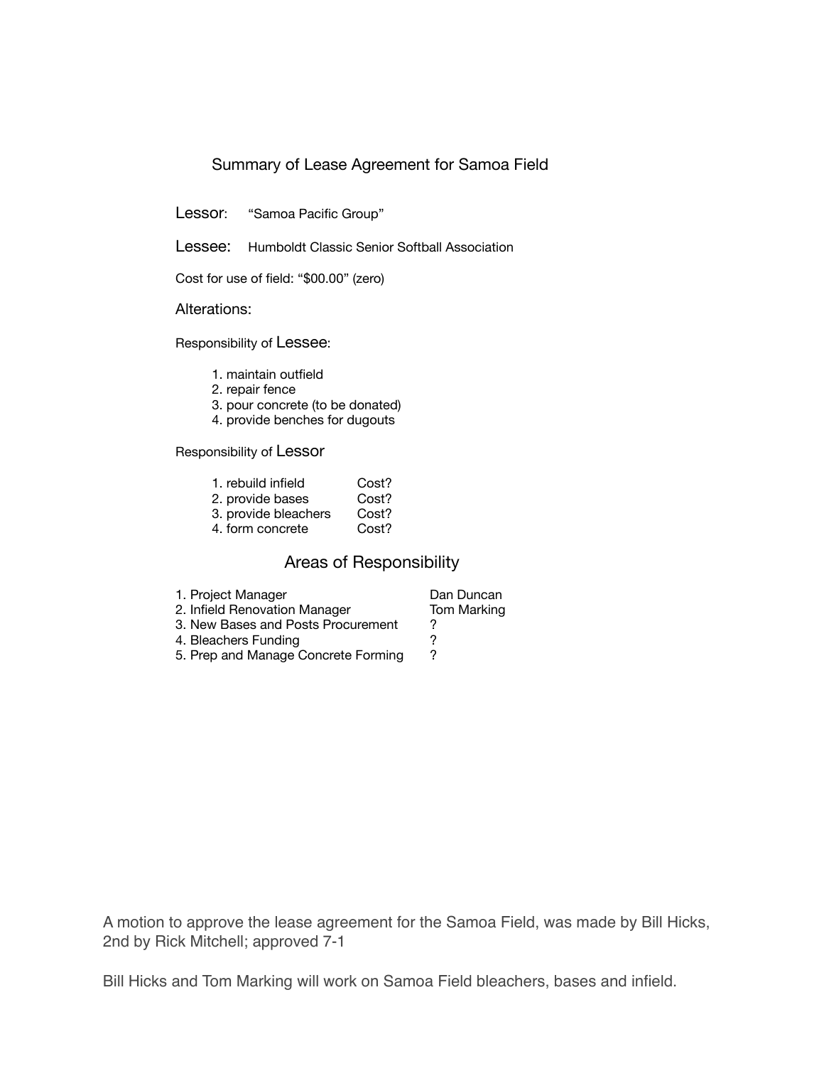## Summary of Lease Agreement for Samoa Field

Lessor: "Samoa Pacific Group"

Lessee: Humboldt Classic Senior Softball Association

Cost for use of field: "$00.00" (zero)

Alterations:

Responsibility of Lessee:

1. maintain outfield
2. repair fence
3. pour concrete (to be donated)
4. provide benches for dugouts

Responsibility of Lessor

| | |
|---|---|
| 1. rebuild infield | Cost? |
| 2. provide bases | Cost? |
| 3. provide bleachers | Cost? |
| 4. form concrete | Cost? |

### Areas of Responsibility

| | |
|---|---|
| 1. Project Manager | Dan Duncan |
| 2. Infield Renovation Manager | Tom Marking |
| 3. New Bases and Posts Procurement | ? |
| 4. Bleachers Funding | ? |
| 5. Prep and Manage Concrete Forming | ? |

A motion to approve the lease agreement for the Samoa Field, was made by Bill Hicks, 2nd by Rick Mitchell; approved 7-1

Bill Hicks and Tom Marking will work on Samoa Field bleachers, bases and infield.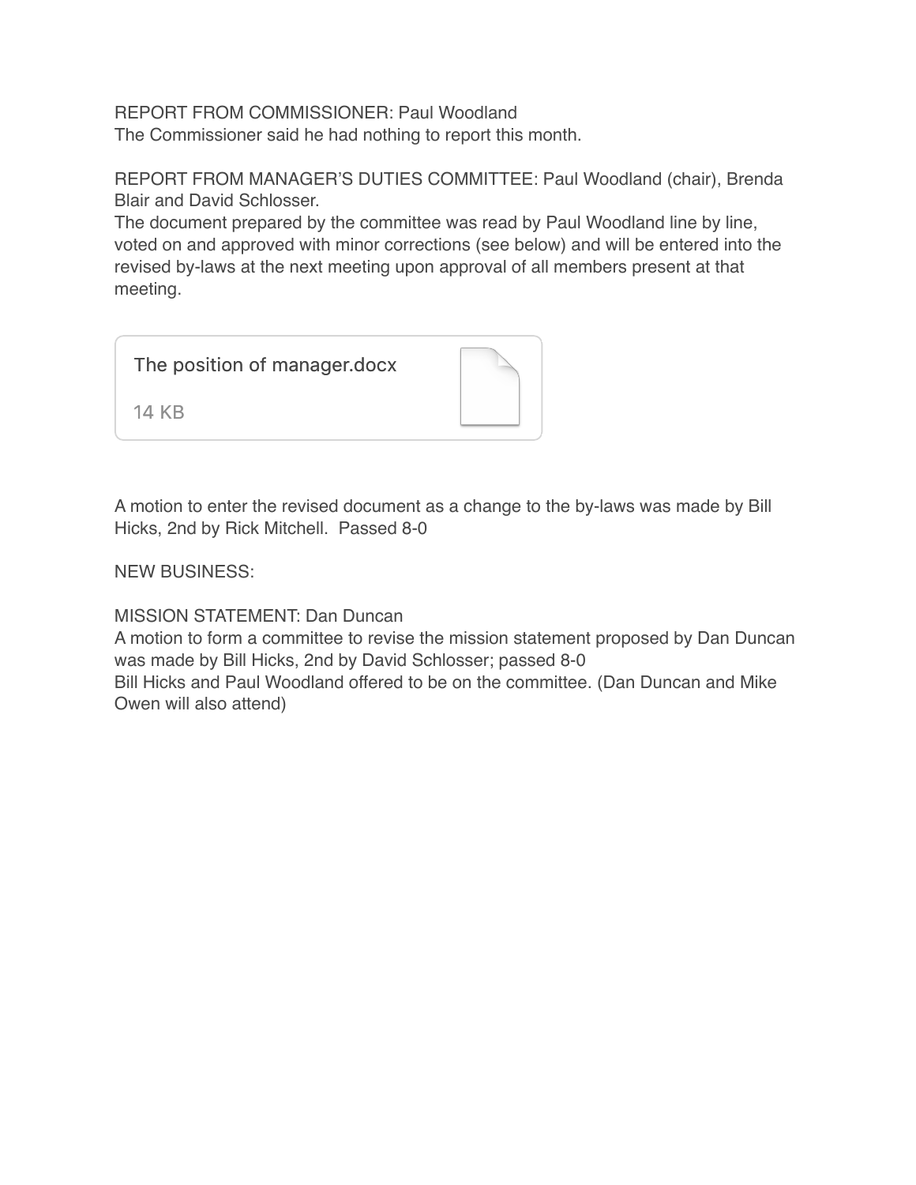REPORT FROM COMMISSIONER: Paul Woodland
The Commissioner said he had nothing to report this month.

REPORT FROM MANAGER'S DUTIES COMMITTEE: Paul Woodland (chair), Brenda Blair and David Schlosser.
The document prepared by the committee was read by Paul Woodland line by line, voted on and approved with minor corrections (see below) and will be entered into the revised by-laws at the next meeting upon approval of all members present at that meeting.

The position of manager.docx

14 KB

A motion to enter the revised document as a change to the by-laws was made by Bill Hicks, 2nd by Rick Mitchell. Passed 8-0

NEW BUSINESS:

MISSION STATEMENT: Dan Duncan
A motion to form a committee to revise the mission statement proposed by Dan Duncan was made by Bill Hicks, 2nd by David Schlosser; passed 8-0
Bill Hicks and Paul Woodland offered to be on the committee. (Dan Duncan and Mike Owen will also attend)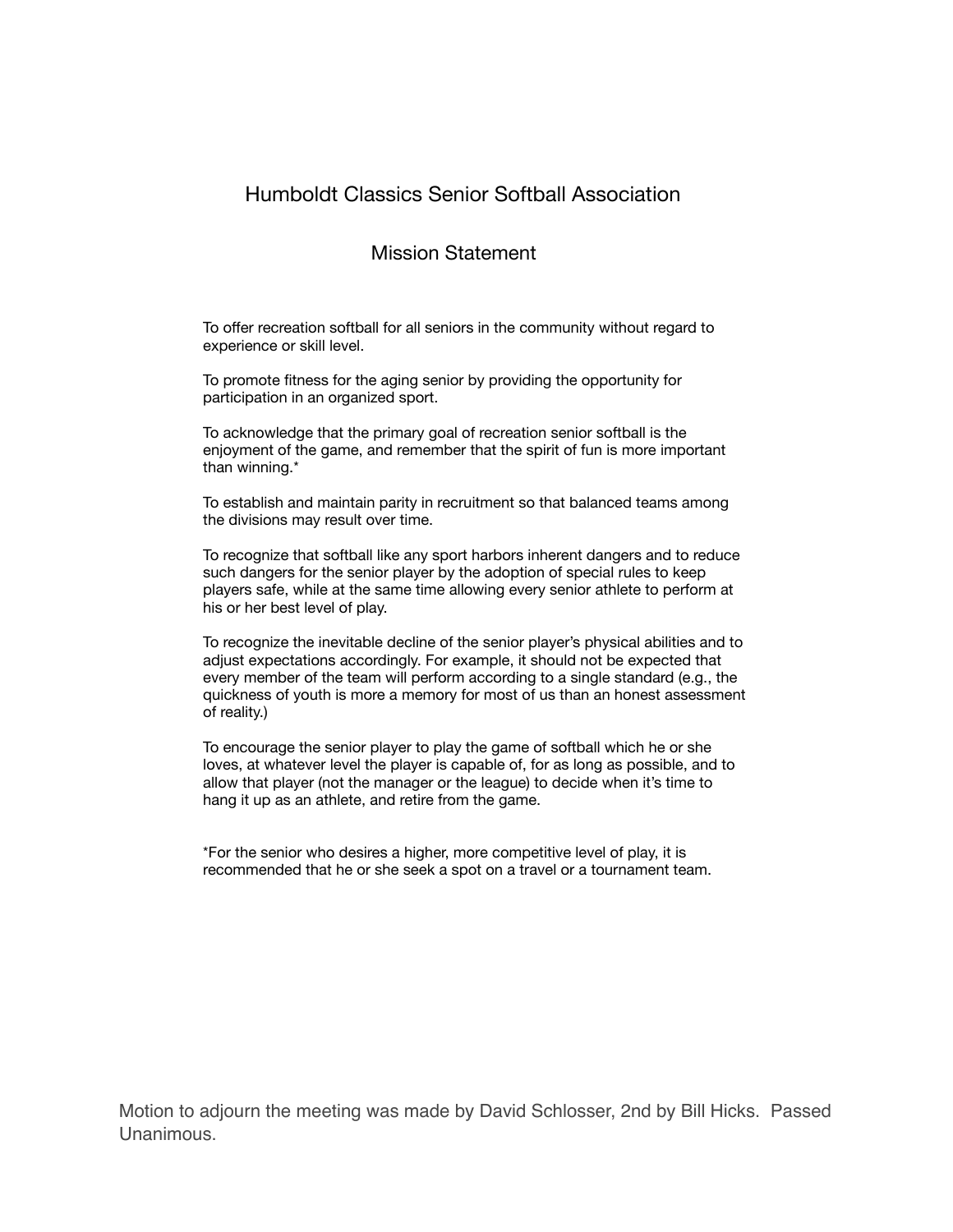# Humboldt Classics Senior Softball Association

## Mission Statement

To offer recreation softball for all seniors in the community without regard to experience or skill level.

To promote fitness for the aging senior by providing the opportunity for participation in an organized sport.

To acknowledge that the primary goal of recreation senior softball is the enjoyment of the game, and remember that the spirit of fun is more important than winning.*

To establish and maintain parity in recruitment so that balanced teams among the divisions may result over time.

To recognize that softball like any sport harbors inherent dangers and to reduce such dangers for the senior player by the adoption of special rules to keep players safe, while at the same time allowing every senior athlete to perform at his or her best level of play.

To recognize the inevitable decline of the senior player's physical abilities and to adjust expectations accordingly. For example, it should not be expected that every member of the team will perform according to a single standard (e.g., the quickness of youth is more a memory for most of us than an honest assessment of reality.)

To encourage the senior player to play the game of softball which he or she loves, at whatever level the player is capable of, for as long as possible, and to allow that player (not the manager or the league) to decide when it's time to hang it up as an athlete, and retire from the game.

*For the senior who desires a higher, more competitive level of play, it is recommended that he or she seek a spot on a travel or a tournament team.

Motion to adjourn the meeting was made by David Schlosser, 2nd by Bill Hicks. Passed Unanimous.